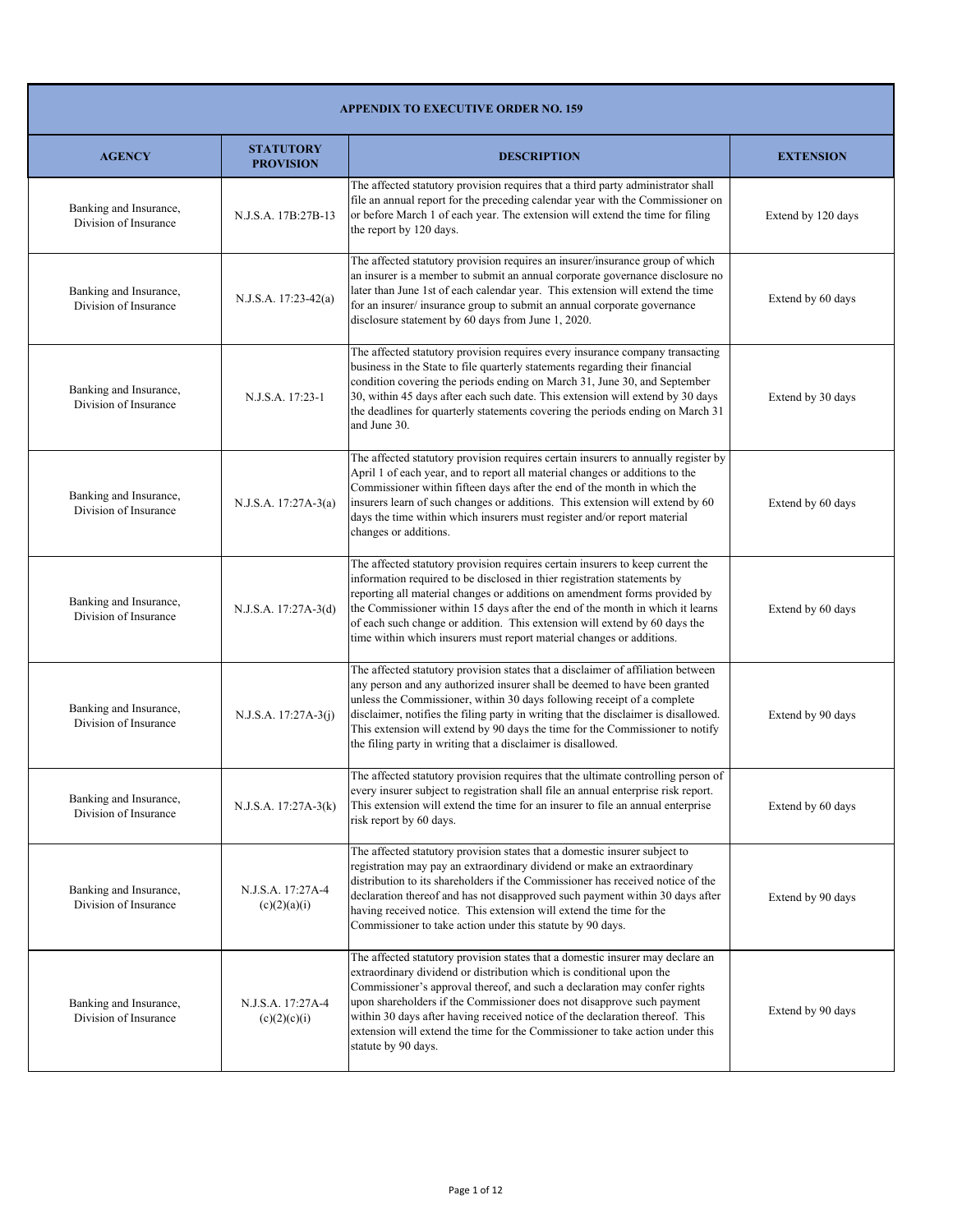| APPENDIX TO EXECUTIVE ORDER NO. 159 | | | |
|---|---|---|---|
| **AGENCY** | **STATUTORY PROVISION** | **DESCRIPTION** | **EXTENSION** |
| Banking and Insurance, Division of Insurance | N.J.S.A. 17B:27B-13 | The affected statutory provision requires that a third party administrator shall file an annual report for the preceding calendar year with the Commissioner on or before March 1 of each year. The extension will extend the time for filing the report by 120 days. | Extend by 120 days |
| Banking and Insurance, Division of Insurance | N.J.S.A. 17:23-42(a) | The affected statutory provision requires an insurer/insurance group of which an insurer is a member to submit an annual corporate governance disclosure no later than June 1st of each calendar year. This extension will extend the time for an insurer/ insurance group to submit an annual corporate governance disclosure statement by 60 days from June 1, 2020. | Extend by 60 days |
| Banking and Insurance, Division of Insurance | N.J.S.A. 17:23-1 | The affected statutory provision requires every insurance company transacting business in the State to file quarterly statements regarding their financial condition covering the periods ending on March 31, June 30, and September 30, within 45 days after each such date. This extension will extend by 30 days the deadlines for quarterly statements covering the periods ending on March 31 and June 30. | Extend by 30 days |
| Banking and Insurance, Division of Insurance | N.J.S.A. 17:27A-3(a) | The affected statutory provision requires certain insurers to annually register by April 1 of each year, and to report all material changes or additions to the Commissioner within fifteen days after the end of the month in which the insurers learn of such changes or additions. This extension will extend by 60 days the time within which insurers must register and/or report material changes or additions. | Extend by 60 days |
| Banking and Insurance, Division of Insurance | N.J.S.A. 17:27A-3(d) | The affected statutory provision requires certain insurers to keep current the information required to be disclosed in thier registration statements by reporting all material changes or additions on amendment forms provided by the Commissioner within 15 days after the end of the month in which it learns of each such change or addition. This extension will extend by 60 days the time within which insurers must report material changes or additions. | Extend by 60 days |
| Banking and Insurance, Division of Insurance | N.J.S.A. 17:27A-3(j) | The affected statutory provision states that a disclaimer of affiliation between any person and any authorized insurer shall be deemed to have been granted unless the Commissioner, within 30 days following receipt of a complete disclaimer, notifies the filing party in writing that the disclaimer is disallowed. This extension will extend by 90 days the time for the Commissioner to notify the filing party in writing that a disclaimer is disallowed. | Extend by 90 days |
| Banking and Insurance, Division of Insurance | N.J.S.A. 17:27A-3(k) | The affected statutory provision requires that the ultimate controlling person of every insurer subject to registration shall file an annual enterprise risk report. This extension will extend the time for an insurer to file an annual enterprise risk report by 60 days. | Extend by 60 days |
| Banking and Insurance, Division of Insurance | N.J.S.A. 17:27A-4 (c)(2)(a)(i) | The affected statutory provision states that a domestic insurer subject to registration may pay an extraordinary dividend or make an extraordinary distribution to its shareholders if the Commissioner has received notice of the declaration thereof and has not disapproved such payment within 30 days after having received notice. This extension will extend the time for the Commissioner to take action under this statute by 90 days. | Extend by 90 days |
| Banking and Insurance, Division of Insurance | N.J.S.A. 17:27A-4 (c)(2)(c)(i) | The affected statutory provision states that a domestic insurer may declare an extraordinary dividend or distribution which is conditional upon the Commissioner's approval thereof, and such a declaration may confer rights upon shareholders if the Commissioner does not disapprove such payment within 30 days after having received notice of the declaration thereof. This extension will extend the time for the Commissioner to take action under this statute by 90 days. | Extend by 90 days |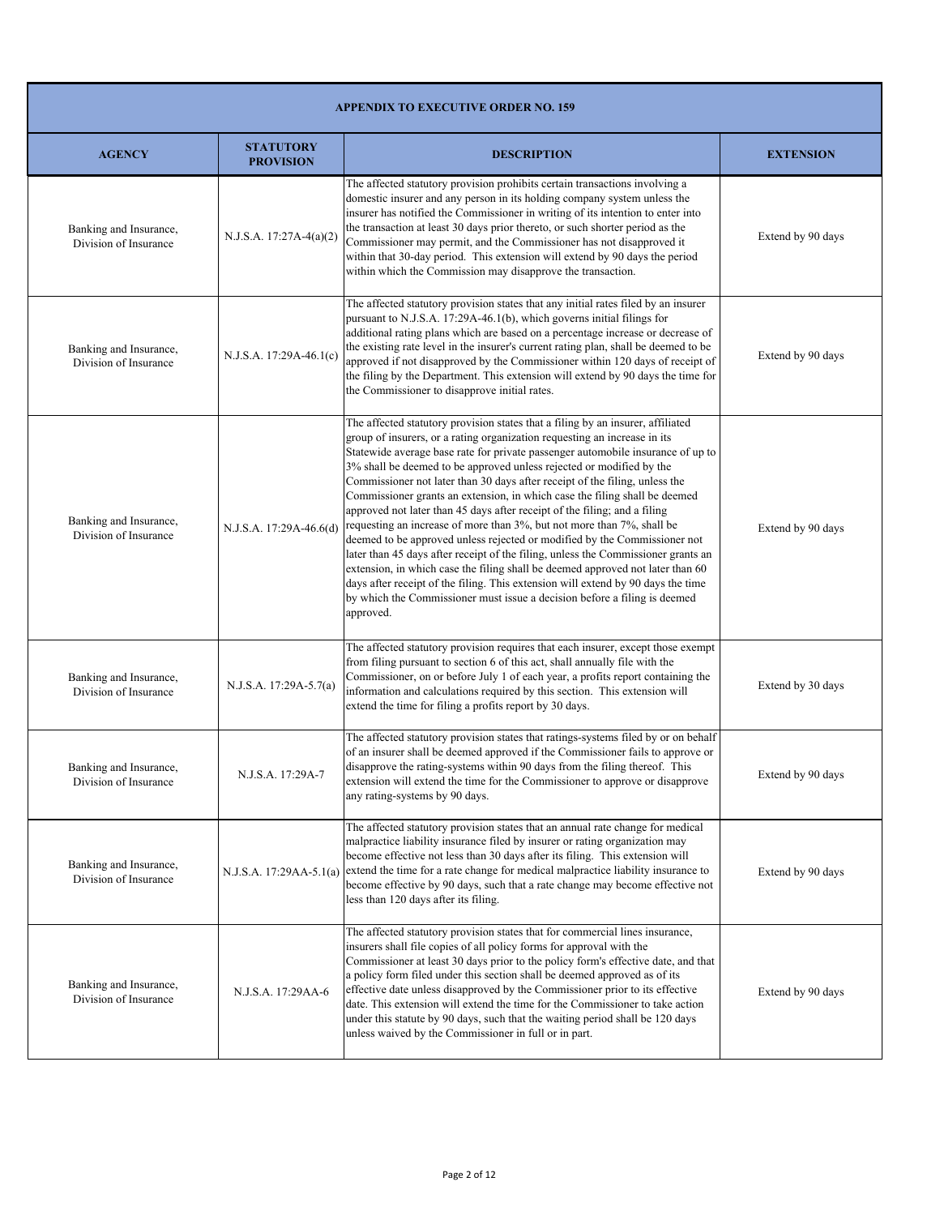| APPENDIX TO EXECUTIVE ORDER NO. 159 | | | |
|---|---|---|---|
| **AGENCY** | **STATUTORY PROVISION** | **DESCRIPTION** | **EXTENSION** |
| Banking and Insurance, Division of Insurance | N.J.S.A. 17:27A-4(a)(2) | The affected statutory provision prohibits certain transactions involving a domestic insurer and any person in its holding company system unless the insurer has notified the Commissioner in writing of its intention to enter into the transaction at least 30 days prior thereto, or such shorter period as the Commissioner may permit, and the Commissioner has not disapproved it within that 30-day period. This extension will extend by 90 days the period within which the Commission may disapprove the transaction. | Extend by 90 days |
| Banking and Insurance, Division of Insurance | N.J.S.A. 17:29A-46.1(c) | The affected statutory provision states that any initial rates filed by an insurer pursuant to N.J.S.A. 17:29A-46.1(b), which governs initial filings for additional rating plans which are based on a percentage increase or decrease of the existing rate level in the insurer's current rating plan, shall be deemed to be approved if not disapproved by the Commissioner within 120 days of receipt of the filing by the Department. This extension will extend by 90 days the time for the Commissioner to disapprove initial rates. | Extend by 90 days |
| Banking and Insurance, Division of Insurance | N.J.S.A. 17:29A-46.6(d) | The affected statutory provision states that a filing by an insurer, affiliated group of insurers, or a rating organization requesting an increase in its Statewide average base rate for private passenger automobile insurance of up to 3% shall be deemed to be approved unless rejected or modified by the Commissioner not later than 30 days after receipt of the filing, unless the Commissioner grants an extension, in which case the filing shall be deemed approved not later than 45 days after receipt of the filing; and a filing requesting an increase of more than 3%, but not more than 7%, shall be deemed to be approved unless rejected or modified by the Commissioner not later than 45 days after receipt of the filing, unless the Commissioner grants an extension, in which case the filing shall be deemed approved not later than 60 days after receipt of the filing. This extension will extend by 90 days the time by which the Commissioner must issue a decision before a filing is deemed approved. | Extend by 90 days |
| Banking and Insurance, Division of Insurance | N.J.S.A. 17:29A-5.7(a) | The affected statutory provision requires that each insurer, except those exempt from filing pursuant to section 6 of this act, shall annually file with the Commissioner, on or before July 1 of each year, a profits report containing the information and calculations required by this section. This extension will extend the time for filing a profits report by 30 days. | Extend by 30 days |
| Banking and Insurance, Division of Insurance | N.J.S.A. 17:29A-7 | The affected statutory provision states that ratings-systems filed by or on behalf of an insurer shall be deemed approved if the Commissioner fails to approve or disapprove the rating-systems within 90 days from the filing thereof. This extension will extend the time for the Commissioner to approve or disapprove any rating-systems by 90 days. | Extend by 90 days |
| Banking and Insurance, Division of Insurance | N.J.S.A. 17:29AA-5.1(a) | The affected statutory provision states that an annual rate change for medical malpractice liability insurance filed by insurer or rating organization may become effective not less than 30 days after its filing. This extension will extend the time for a rate change for medical malpractice liability insurance to become effective by 90 days, such that a rate change may become effective not less than 120 days after its filing. | Extend by 90 days |
| Banking and Insurance, Division of Insurance | N.J.S.A. 17:29AA-6 | The affected statutory provision states that for commercial lines insurance, insurers shall file copies of all policy forms for approval with the Commissioner at least 30 days prior to the policy form's effective date, and that a policy form filed under this section shall be deemed approved as of its effective date unless disapproved by the Commissioner prior to its effective date. This extension will extend the time for the Commissioner to take action under this statute by 90 days, such that the waiting period shall be 120 days unless waived by the Commissioner in full or in part. | Extend by 90 days |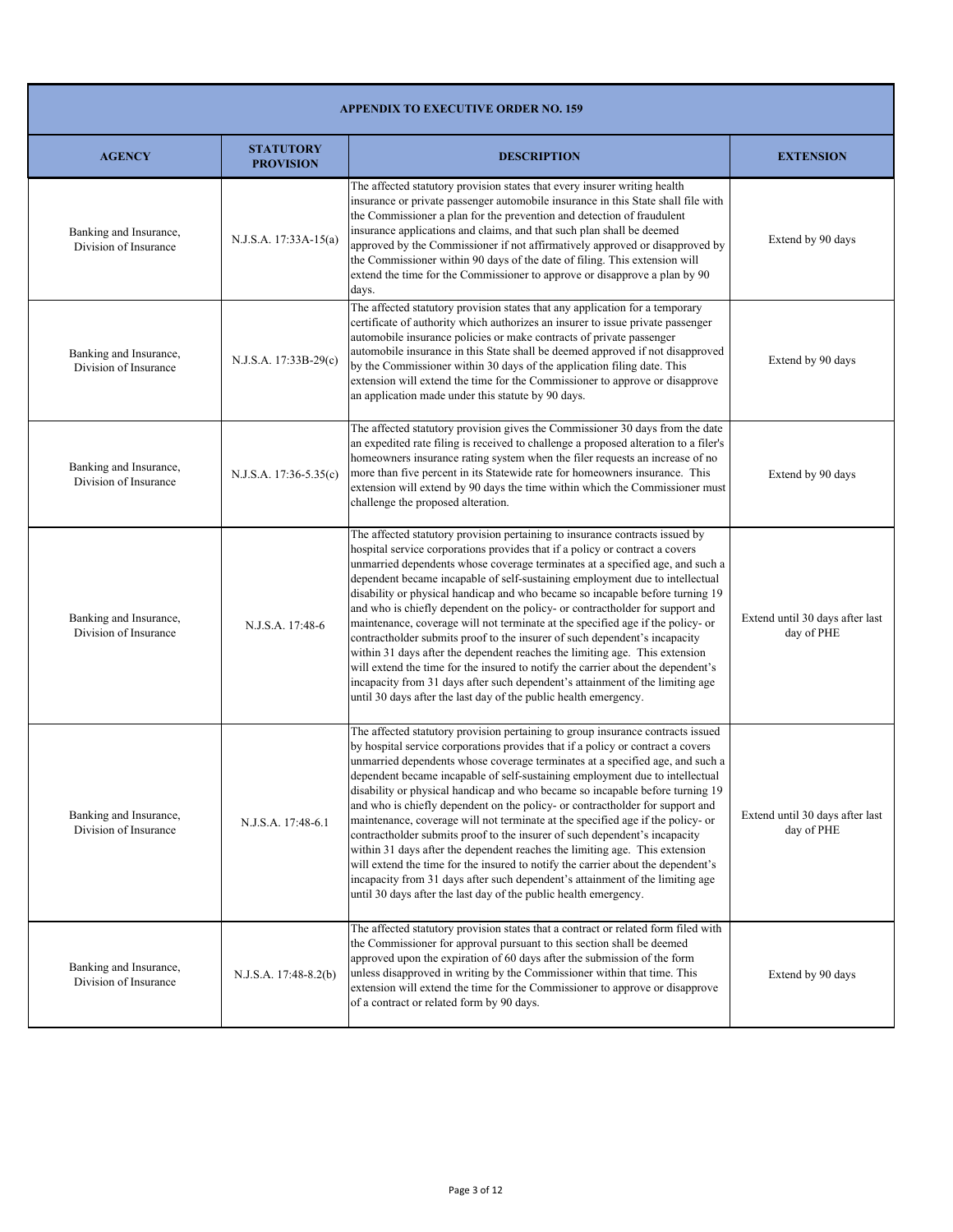| APPENDIX TO EXECUTIVE ORDER NO. 159 | | | |
|---|---|---|---|
| **AGENCY** | **STATUTORY PROVISION** | **DESCRIPTION** | **EXTENSION** |
| Banking and Insurance, Division of Insurance | N.J.S.A. 17:33A-15(a) | The affected statutory provision states that every insurer writing health insurance or private passenger automobile insurance in this State shall file with the Commissioner a plan for the prevention and detection of fraudulent insurance applications and claims, and that such plan shall be deemed approved by the Commissioner if not affirmatively approved or disapproved by the Commissioner within 90 days of the date of filing. This extension will extend the time for the Commissioner to approve or disapprove a plan by 90 days. | Extend by 90 days |
| Banking and Insurance, Division of Insurance | N.J.S.A. 17:33B-29(c) | The affected statutory provision states that any application for a temporary certificate of authority which authorizes an insurer to issue private passenger automobile insurance policies or make contracts of private passenger automobile insurance in this State shall be deemed approved if not disapproved by the Commissioner within 30 days of the application filing date. This extension will extend the time for the Commissioner to approve or disapprove an application made under this statute by 90 days. | Extend by 90 days |
| Banking and Insurance, Division of Insurance | N.J.S.A. 17:36-5.35(c) | The affected statutory provision gives the Commissioner 30 days from the date an expedited rate filing is received to challenge a proposed alteration to a filer's homeowners insurance rating system when the filer requests an increase of no more than five percent in its Statewide rate for homeowners insurance. This extension will extend by 90 days the time within which the Commissioner must challenge the proposed alteration. | Extend by 90 days |
| Banking and Insurance, Division of Insurance | N.J.S.A. 17:48-6 | The affected statutory provision pertaining to insurance contracts issued by hospital service corporations provides that if a policy or contract a covers unmarried dependents whose coverage terminates at a specified age, and such a dependent became incapable of self-sustaining employment due to intellectual disability or physical handicap and who became so incapable before turning 19 and who is chiefly dependent on the policy- or contractholder for support and maintenance, coverage will not terminate at the specified age if the policy- or contractholder submits proof to the insurer of such dependent's incapacity within 31 days after the dependent reaches the limiting age. This extension will extend the time for the insured to notify the carrier about the dependent's incapacity from 31 days after such dependent's attainment of the limiting age until 30 days after the last day of the public health emergency. | Extend until 30 days after last day of PHE |
| Banking and Insurance, Division of Insurance | N.J.S.A. 17:48-6.1 | The affected statutory provision pertaining to group insurance contracts issued by hospital service corporations provides that if a policy or contract a covers unmarried dependents whose coverage terminates at a specified age, and such a dependent became incapable of self-sustaining employment due to intellectual disability or physical handicap and who became so incapable before turning 19 and who is chiefly dependent on the policy- or contractholder for support and maintenance, coverage will not terminate at the specified age if the policy- or contractholder submits proof to the insurer of such dependent's incapacity within 31 days after the dependent reaches the limiting age. This extension will extend the time for the insured to notify the carrier about the dependent's incapacity from 31 days after such dependent's attainment of the limiting age until 30 days after the last day of the public health emergency. | Extend until 30 days after last day of PHE |
| Banking and Insurance, Division of Insurance | N.J.S.A. 17:48-8.2(b) | The affected statutory provision states that a contract or related form filed with the Commissioner for approval pursuant to this section shall be deemed approved upon the expiration of 60 days after the submission of the form unless disapproved in writing by the Commissioner within that time. This extension will extend the time for the Commissioner to approve or disapprove of a contract or related form by 90 days. | Extend by 90 days |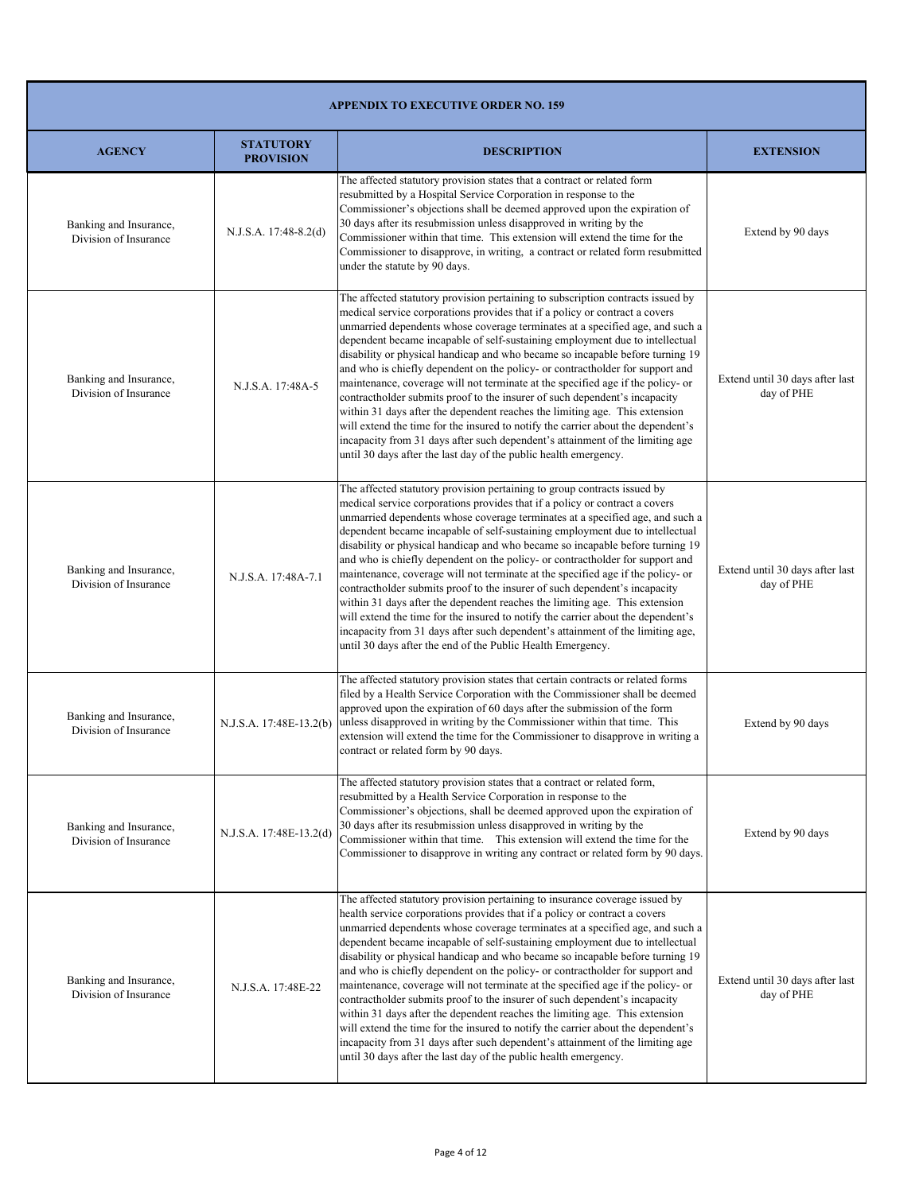| APPENDIX TO EXECUTIVE ORDER NO. 159 | | | |
|---|---|---|---|
| **AGENCY** | **STATUTORY PROVISION** | **DESCRIPTION** | **EXTENSION** |
| Banking and Insurance, Division of Insurance | N.J.S.A. 17:48-8.2(d) | The affected statutory provision states that a contract or related form resubmitted by a Hospital Service Corporation in response to the Commissioner's objections shall be deemed approved upon the expiration of 30 days after its resubmission unless disapproved in writing by the Commissioner within that time. This extension will extend the time for the Commissioner to disapprove, in writing, a contract or related form resubmitted under the statute by 90 days. | Extend by 90 days |
| Banking and Insurance, Division of Insurance | N.J.S.A. 17:48A-5 | The affected statutory provision pertaining to subscription contracts issued by medical service corporations provides that if a policy or contract a covers unmarried dependents whose coverage terminates at a specified age, and such a dependent became incapable of self-sustaining employment due to intellectual disability or physical handicap and who became so incapable before turning 19 and who is chiefly dependent on the policy- or contractholder for support and maintenance, coverage will not terminate at the specified age if the policy- or contractholder submits proof to the insurer of such dependent's incapacity within 31 days after the dependent reaches the limiting age. This extension will extend the time for the insured to notify the carrier about the dependent's incapacity from 31 days after such dependent's attainment of the limiting age until 30 days after the last day of the public health emergency. | Extend until 30 days after last day of PHE |
| Banking and Insurance, Division of Insurance | N.J.S.A. 17:48A-7.1 | The affected statutory provision pertaining to group contracts issued by medical service corporations provides that if a policy or contract a covers unmarried dependents whose coverage terminates at a specified age, and such a dependent became incapable of self-sustaining employment due to intellectual disability or physical handicap and who became so incapable before turning 19 and who is chiefly dependent on the policy- or contractholder for support and maintenance, coverage will not terminate at the specified age if the policy- or contractholder submits proof to the insurer of such dependent's incapacity within 31 days after the dependent reaches the limiting age. This extension will extend the time for the insured to notify the carrier about the dependent's incapacity from 31 days after such dependent's attainment of the limiting age, until 30 days after the end of the Public Health Emergency. | Extend until 30 days after last day of PHE |
| Banking and Insurance, Division of Insurance | N.J.S.A. 17:48E-13.2(b) | The affected statutory provision states that certain contracts or related forms filed by a Health Service Corporation with the Commissioner shall be deemed approved upon the expiration of 60 days after the submission of the form unless disapproved in writing by the Commissioner within that time. This extension will extend the time for the Commissioner to disapprove in writing a contract or related form by 90 days. | Extend by 90 days |
| Banking and Insurance, Division of Insurance | N.J.S.A. 17:48E-13.2(d) | The affected statutory provision states that a contract or related form, resubmitted by a Health Service Corporation in response to the Commissioner's objections, shall be deemed approved upon the expiration of 30 days after its resubmission unless disapproved in writing by the Commissioner within that time. This extension will extend the time for the Commissioner to disapprove in writing any contract or related form by 90 days. | Extend by 90 days |
| Banking and Insurance, Division of Insurance | N.J.S.A. 17:48E-22 | The affected statutory provision pertaining to insurance coverage issued by health service corporations provides that if a policy or contract a covers unmarried dependents whose coverage terminates at a specified age, and such a dependent became incapable of self-sustaining employment due to intellectual disability or physical handicap and who became so incapable before turning 19 and who is chiefly dependent on the policy- or contractholder for support and maintenance, coverage will not terminate at the specified age if the policy- or contractholder submits proof to the insurer of such dependent's incapacity within 31 days after the dependent reaches the limiting age. This extension will extend the time for the insured to notify the carrier about the dependent's incapacity from 31 days after such dependent's attainment of the limiting age until 30 days after the last day of the public health emergency. | Extend until 30 days after last day of PHE |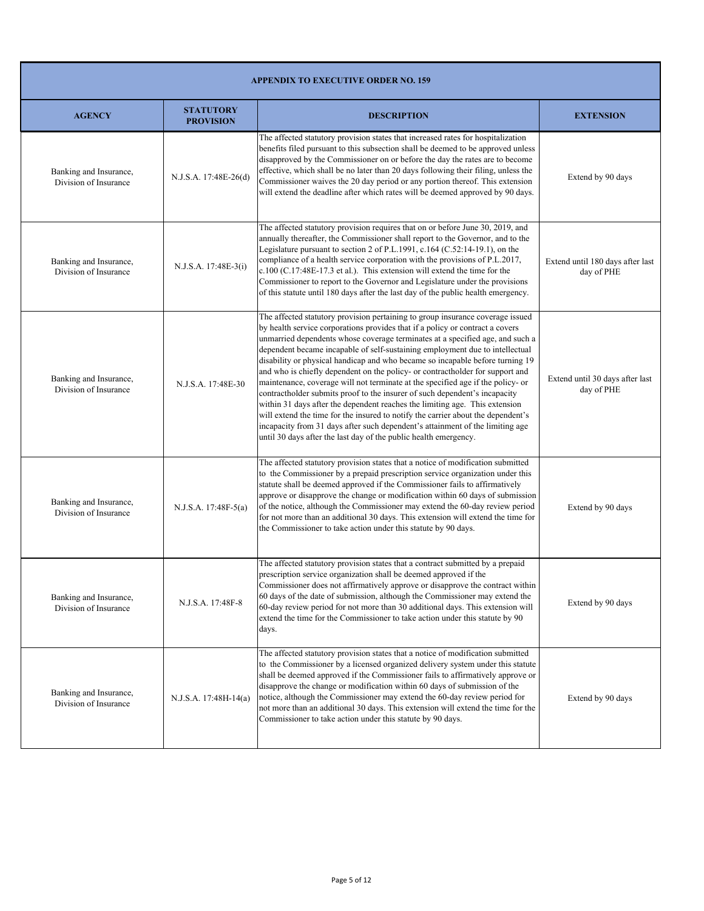| APPENDIX TO EXECUTIVE ORDER NO. 159 | | | |
|---|---|---|---|
| **AGENCY** | **STATUTORY PROVISION** | **DESCRIPTION** | **EXTENSION** |
| Banking and Insurance, Division of Insurance | N.J.S.A. 17:48E-26(d) | The affected statutory provision states that increased rates for hospitalization benefits filed pursuant to this subsection shall be deemed to be approved unless disapproved by the Commissioner on or before the day the rates are to become effective, which shall be no later than 20 days following their filing, unless the Commissioner waives the 20 day period or any portion thereof. This extension will extend the deadline after which rates will be deemed approved by 90 days. | Extend by 90 days |
| Banking and Insurance, Division of Insurance | N.J.S.A. 17:48E-3(i) | The affected statutory provision requires that on or before June 30, 2019, and annually thereafter, the Commissioner shall report to the Governor, and to the Legislature pursuant to section 2 of P.L.1991, c.164 (C.52:14-19.1), on the compliance of a health service corporation with the provisions of P.L.2017, c.100 (C.17:48E-17.3 et al.). This extension will extend the time for the Commissioner to report to the Governor and Legislature under the provisions of this statute until 180 days after the last day of the public health emergency. | Extend until 180 days after last day of PHE |
| Banking and Insurance, Division of Insurance | N.J.S.A. 17:48E-30 | The affected statutory provision pertaining to group insurance coverage issued by health service corporations provides that if a policy or contract a covers unmarried dependents whose coverage terminates at a specified age, and such a dependent became incapable of self-sustaining employment due to intellectual disability or physical handicap and who became so incapable before turning 19 and who is chiefly dependent on the policy- or contractholder for support and maintenance, coverage will not terminate at the specified age if the policy- or contractholder submits proof to the insurer of such dependent's incapacity within 31 days after the dependent reaches the limiting age. This extension will extend the time for the insured to notify the carrier about the dependent's incapacity from 31 days after such dependent's attainment of the limiting age until 30 days after the last day of the public health emergency. | Extend until 30 days after last day of PHE |
| Banking and Insurance, Division of Insurance | N.J.S.A. 17:48F-5(a) | The affected statutory provision states that a notice of modification submitted to the Commissioner by a prepaid prescription service organization under this statute shall be deemed approved if the Commissioner fails to affirmatively approve or disapprove the change or modification within 60 days of submission of the notice, although the Commissioner may extend the 60-day review period for not more than an additional 30 days. This extension will extend the time for the Commissioner to take action under this statute by 90 days. | Extend by 90 days |
| Banking and Insurance, Division of Insurance | N.J.S.A. 17:48F-8 | The affected statutory provision states that a contract submitted by a prepaid prescription service organization shall be deemed approved if the Commissioner does not affirmatively approve or disapprove the contract within 60 days of the date of submission, although the Commissioner may extend the 60-day review period for not more than 30 additional days. This extension will extend the time for the Commissioner to take action under this statute by 90 days. | Extend by 90 days |
| Banking and Insurance, Division of Insurance | N.J.S.A. 17:48H-14(a) | The affected statutory provision states that a notice of modification submitted to the Commissioner by a licensed organized delivery system under this statute shall be deemed approved if the Commissioner fails to affirmatively approve or disapprove the change or modification within 60 days of submission of the notice, although the Commissioner may extend the 60-day review period for not more than an additional 30 days. This extension will extend the time for the Commissioner to take action under this statute by 90 days. | Extend by 90 days |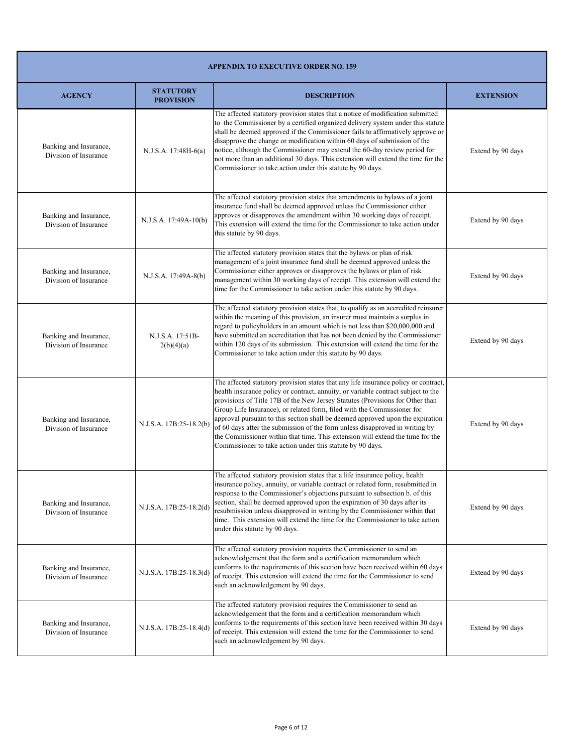| APPENDIX TO EXECUTIVE ORDER NO. 159 | | | |
|---|---|---|---|
| **AGENCY** | **STATUTORY PROVISION** | **DESCRIPTION** | **EXTENSION** |
| Banking and Insurance, Division of Insurance | N.J.S.A. 17:48H-6(a) | The affected statutory provision states that a notice of modification submitted to the Commissioner by a certified organized delivery system under this statute shall be deemed approved if the Commissioner fails to affirmatively approve or disapprove the change or modification within 60 days of submission of the notice, although the Commissioner may extend the 60-day review period for not more than an additional 30 days. This extension will extend the time for the Commissioner to take action under this statute by 90 days. | Extend by 90 days |
| Banking and Insurance, Division of Insurance | N.J.S.A. 17:49A-10(b) | The affected statutory provision states that amendments to bylaws of a joint insurance fund shall be deemed approved unless the Commissioner either approves or disapproves the amendment within 30 working days of receipt. This extension will extend the time for the Commissioner to take action under this statute by 90 days. | Extend by 90 days |
| Banking and Insurance, Division of Insurance | N.J.S.A. 17:49A-8(b) | The affected statutory provision states that the bylaws or plan of risk management of a joint insurance fund shall be deemed approved unless the Commissioner either approves or disapproves the bylaws or plan of risk management within 30 working days of receipt. This extension will extend the time for the Commissioner to take action under this statute by 90 days. | Extend by 90 days |
| Banking and Insurance, Division of Insurance | N.J.S.A. 17:51B-2(b)(4)(a) | The affected statutory provision states that, to qualify as an accredited reinsurer within the meaning of this provision, an insurer must maintain a surplus in regard to policyholders in an amount which is not less than $20,000,000 and have submitted an accreditation that has not been denied by the Commissioner within 120 days of its submission. This extension will extend the time for the Commissioner to take action under this statute by 90 days. | Extend by 90 days |
| Banking and Insurance, Division of Insurance | N.J.S.A. 17B:25-18.2(b) | The affected statutory provision states that any life insurance policy or contract, health insurance policy or contract, annuity, or variable contract subject to the provisions of Title 17B of the New Jersey Statutes (Provisions for Other than Group Life Insurance), or related form, filed with the Commissioner for approval pursuant to this section shall be deemed approved upon the expiration of 60 days after the submission of the form unless disapproved in writing by the Commissioner within that time. This extension will extend the time for the Commissioner to take action under this statute by 90 days. | Extend by 90 days |
| Banking and Insurance, Division of Insurance | N.J.S.A. 17B:25-18.2(d) | The affected statutory provision states that a life insurance policy, health insurance policy, annuity, or variable contract or related form, resubmitted in response to the Commissioner's objections pursuant to subsection b. of this section, shall be deemed approved upon the expiration of 30 days after its resubmission unless disapproved in writing by the Commissioner within that time. This extension will extend the time for the Commissioner to take action under this statute by 90 days. | Extend by 90 days |
| Banking and Insurance, Division of Insurance | N.J.S.A. 17B:25-18.3(d) | The affected statutory provision requires the Commissioner to send an acknowledgement that the form and a certification memorandum which conforms to the requirements of this section have been received within 60 days of receipt. This extension will extend the time for the Commissioner to send such an acknowledgement by 90 days. | Extend by 90 days |
| Banking and Insurance, Division of Insurance | N.J.S.A. 17B:25-18.4(d) | The affected statutory provision requires the Commissioner to send an acknowledgement that the form and a certification memorandum which conforms to the requirements of this section have been received within 30 days of receipt. This extension will extend the time for the Commissioner to send such an acknowledgement by 90 days. | Extend by 90 days |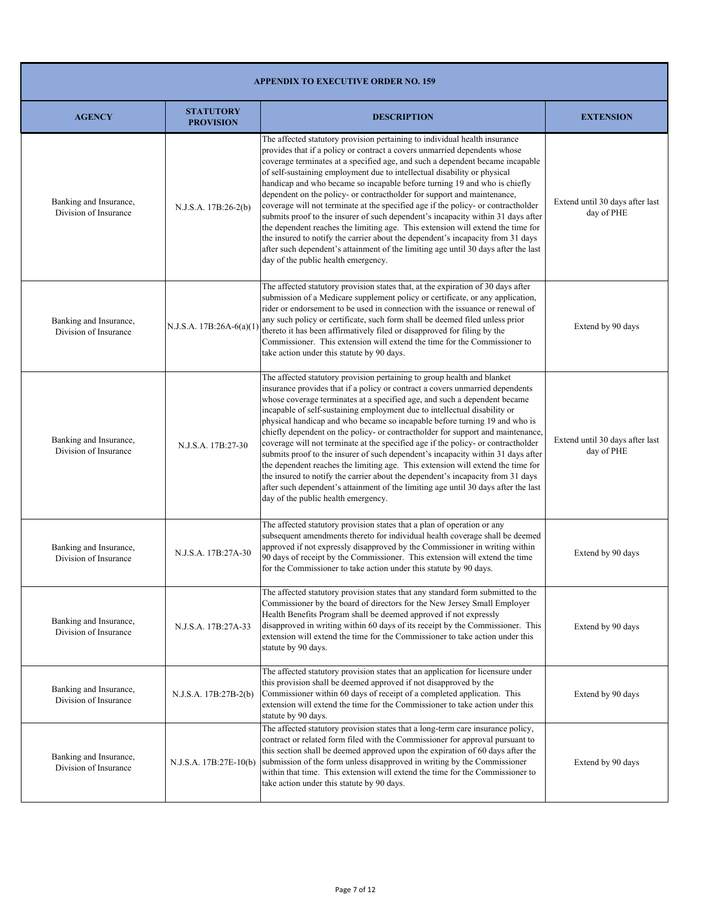| APPENDIX TO EXECUTIVE ORDER NO. 159 | | | |
|---|---|---|---|
| **AGENCY** | **STATUTORY PROVISION** | **DESCRIPTION** | **EXTENSION** |
| Banking and Insurance, Division of Insurance | N.J.S.A. 17B:26-2(b) | The affected statutory provision pertaining to individual health insurance provides that if a policy or contract a covers unmarried dependents whose coverage terminates at a specified age, and such a dependent became incapable of self-sustaining employment due to intellectual disability or physical handicap and who became so incapable before turning 19 and who is chiefly dependent on the policy- or contractholder for support and maintenance, coverage will not terminate at the specified age if the policy- or contractholder submits proof to the insurer of such dependent's incapacity within 31 days after the dependent reaches the limiting age. This extension will extend the time for the insured to notify the carrier about the dependent's incapacity from 31 days after such dependent's attainment of the limiting age until 30 days after the last day of the public health emergency. | Extend until 30 days after last day of PHE |
| Banking and Insurance, Division of Insurance | N.J.S.A. 17B:26A-6(a)(1) | The affected statutory provision states that, at the expiration of 30 days after submission of a Medicare supplement policy or certificate, or any application, rider or endorsement to be used in connection with the issuance or renewal of any such policy or certificate, such form shall be deemed filed unless prior thereto it has been affirmatively filed or disapproved for filing by the Commissioner. This extension will extend the time for the Commissioner to take action under this statute by 90 days. | Extend by 90 days |
| Banking and Insurance, Division of Insurance | N.J.S.A. 17B:27-30 | The affected statutory provision pertaining to group health and blanket insurance provides that if a policy or contract a covers unmarried dependents whose coverage terminates at a specified age, and such a dependent became incapable of self-sustaining employment due to intellectual disability or physical handicap and who became so incapable before turning 19 and who is chiefly dependent on the policy- or contractholder for support and maintenance, coverage will not terminate at the specified age if the policy- or contractholder submits proof to the insurer of such dependent's incapacity within 31 days after the dependent reaches the limiting age. This extension will extend the time for the insured to notify the carrier about the dependent's incapacity from 31 days after such dependent's attainment of the limiting age until 30 days after the last day of the public health emergency. | Extend until 30 days after last day of PHE |
| Banking and Insurance, Division of Insurance | N.J.S.A. 17B:27A-30 | The affected statutory provision states that a plan of operation or any subsequent amendments thereto for individual health coverage shall be deemed approved if not expressly disapproved by the Commissioner in writing within 90 days of receipt by the Commissioner. This extension will extend the time for the Commissioner to take action under this statute by 90 days. | Extend by 90 days |
| Banking and Insurance, Division of Insurance | N.J.S.A. 17B:27A-33 | The affected statutory provision states that any standard form submitted to the Commissioner by the board of directors for the New Jersey Small Employer Health Benefits Program shall be deemed approved if not expressly disapproved in writing within 60 days of its receipt by the Commissioner. This extension will extend the time for the Commissioner to take action under this statute by 90 days. | Extend by 90 days |
| Banking and Insurance, Division of Insurance | N.J.S.A. 17B:27B-2(b) | The affected statutory provision states that an application for licensure under this provision shall be deemed approved if not disapproved by the Commissioner within 60 days of receipt of a completed application. This extension will extend the time for the Commissioner to take action under this statute by 90 days. | Extend by 90 days |
| Banking and Insurance, Division of Insurance | N.J.S.A. 17B:27E-10(b) | The affected statutory provision states that a long-term care insurance policy, contract or related form filed with the Commissioner for approval pursuant to this section shall be deemed approved upon the expiration of 60 days after the submission of the form unless disapproved in writing by the Commissioner within that time. This extension will extend the time for the Commissioner to take action under this statute by 90 days. | Extend by 90 days |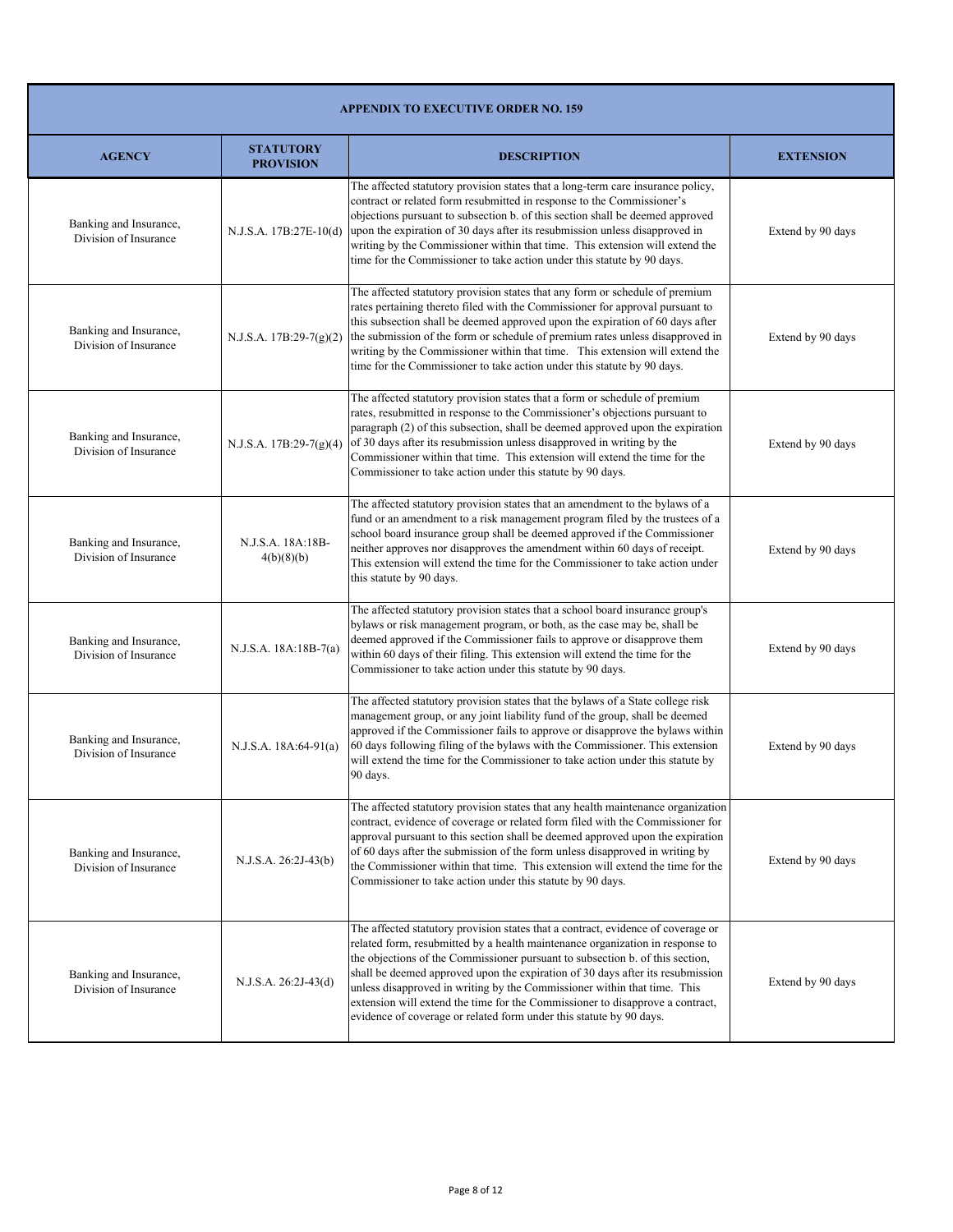| APPENDIX TO EXECUTIVE ORDER NO. 159 | | | |
|---|---|---|---|
| **AGENCY** | **STATUTORY PROVISION** | **DESCRIPTION** | **EXTENSION** |
| Banking and Insurance, Division of Insurance | N.J.S.A. 17B:27E-10(d) | The affected statutory provision states that a long-term care insurance policy, contract or related form resubmitted in response to the Commissioner's objections pursuant to subsection b. of this section shall be deemed approved upon the expiration of 30 days after its resubmission unless disapproved in writing by the Commissioner within that time. This extension will extend the time for the Commissioner to take action under this statute by 90 days. | Extend by 90 days |
| Banking and Insurance, Division of Insurance | N.J.S.A. 17B:29-7(g)(2) | The affected statutory provision states that any form or schedule of premium rates pertaining thereto filed with the Commissioner for approval pursuant to this subsection shall be deemed approved upon the expiration of 60 days after the submission of the form or schedule of premium rates unless disapproved in writing by the Commissioner within that time. This extension will extend the time for the Commissioner to take action under this statute by 90 days. | Extend by 90 days |
| Banking and Insurance, Division of Insurance | N.J.S.A. 17B:29-7(g)(4) | The affected statutory provision states that a form or schedule of premium rates, resubmitted in response to the Commissioner's objections pursuant to paragraph (2) of this subsection, shall be deemed approved upon the expiration of 30 days after its resubmission unless disapproved in writing by the Commissioner within that time. This extension will extend the time for the Commissioner to take action under this statute by 90 days. | Extend by 90 days |
| Banking and Insurance, Division of Insurance | N.J.S.A. 18A:18B-4(b)(8)(b) | The affected statutory provision states that an amendment to the bylaws of a fund or an amendment to a risk management program filed by the trustees of a school board insurance group shall be deemed approved if the Commissioner neither approves nor disapproves the amendment within 60 days of receipt. This extension will extend the time for the Commissioner to take action under this statute by 90 days. | Extend by 90 days |
| Banking and Insurance, Division of Insurance | N.J.S.A. 18A:18B-7(a) | The affected statutory provision states that a school board insurance group's bylaws or risk management program, or both, as the case may be, shall be deemed approved if the Commissioner fails to approve or disapprove them within 60 days of their filing. This extension will extend the time for the Commissioner to take action under this statute by 90 days. | Extend by 90 days |
| Banking and Insurance, Division of Insurance | N.J.S.A. 18A:64-91(a) | The affected statutory provision states that the bylaws of a State college risk management group, or any joint liability fund of the group, shall be deemed approved if the Commissioner fails to approve or disapprove the bylaws within 60 days following filing of the bylaws with the Commissioner. This extension will extend the time for the Commissioner to take action under this statute by 90 days. | Extend by 90 days |
| Banking and Insurance, Division of Insurance | N.J.S.A. 26:2J-43(b) | The affected statutory provision states that any health maintenance organization contract, evidence of coverage or related form filed with the Commissioner for approval pursuant to this section shall be deemed approved upon the expiration of 60 days after the submission of the form unless disapproved in writing by the Commissioner within that time. This extension will extend the time for the Commissioner to take action under this statute by 90 days. | Extend by 90 days |
| Banking and Insurance, Division of Insurance | N.J.S.A. 26:2J-43(d) | The affected statutory provision states that a contract, evidence of coverage or related form, resubmitted by a health maintenance organization in response to the objections of the Commissioner pursuant to subsection b. of this section, shall be deemed approved upon the expiration of 30 days after its resubmission unless disapproved in writing by the Commissioner within that time. This extension will extend the time for the Commissioner to disapprove a contract, evidence of coverage or related form under this statute by 90 days. | Extend by 90 days |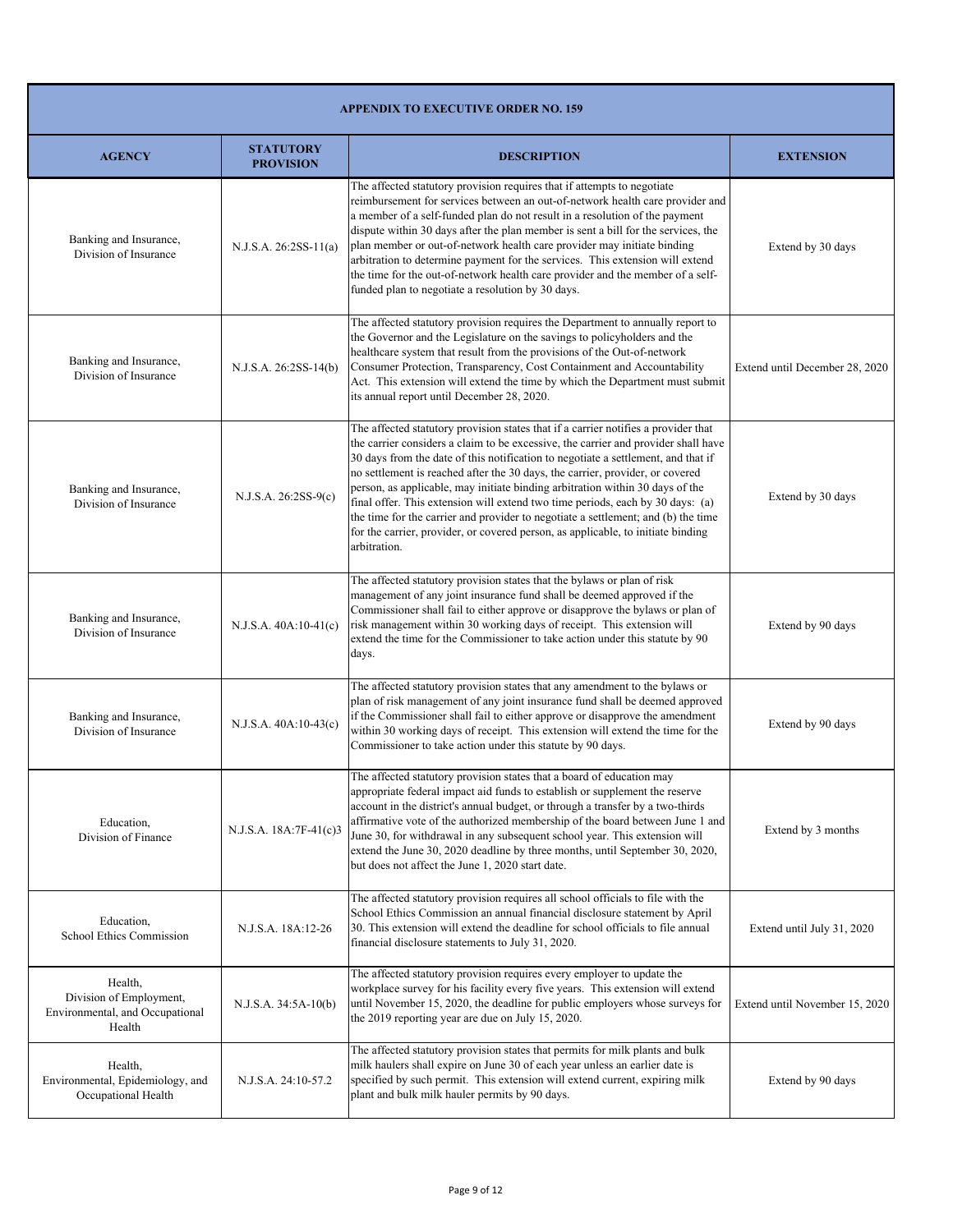| APPENDIX TO EXECUTIVE ORDER NO. 159 | | | |
|---|---|---|---|
| **AGENCY** | **STATUTORY PROVISION** | **DESCRIPTION** | **EXTENSION** |
| Banking and Insurance, Division of Insurance | N.J.S.A. 26:2SS-11(a) | The affected statutory provision requires that if attempts to negotiate reimbursement for services between an out-of-network health care provider and a member of a self-funded plan do not result in a resolution of the payment dispute within 30 days after the plan member is sent a bill for the services, the plan member or out-of-network health care provider may initiate binding arbitration to determine payment for the services. This extension will extend the time for the out-of-network health care provider and the member of a self-funded plan to negotiate a resolution by 30 days. | Extend by 30 days |
| Banking and Insurance, Division of Insurance | N.J.S.A. 26:2SS-14(b) | The affected statutory provision requires the Department to annually report to the Governor and the Legislature on the savings to policyholders and the healthcare system that result from the provisions of the Out-of-network Consumer Protection, Transparency, Cost Containment and Accountability Act. This extension will extend the time by which the Department must submit its annual report until December 28, 2020. | Extend until December 28, 2020 |
| Banking and Insurance, Division of Insurance | N.J.S.A. 26:2SS-9(c) | The affected statutory provision states that if a carrier notifies a provider that the carrier considers a claim to be excessive, the carrier and provider shall have 30 days from the date of this notification to negotiate a settlement, and that if no settlement is reached after the 30 days, the carrier, provider, or covered person, as applicable, may initiate binding arbitration within 30 days of the final offer. This extension will extend two time periods, each by 30 days: (a) the time for the carrier and provider to negotiate a settlement; and (b) the time for the carrier, provider, or covered person, as applicable, to initiate binding arbitration. | Extend by 30 days |
| Banking and Insurance, Division of Insurance | N.J.S.A. 40A:10-41(c) | The affected statutory provision states that the bylaws or plan of risk management of any joint insurance fund shall be deemed approved if the Commissioner shall fail to either approve or disapprove the bylaws or plan of risk management within 30 working days of receipt. This extension will extend the time for the Commissioner to take action under this statute by 90 days. | Extend by 90 days |
| Banking and Insurance, Division of Insurance | N.J.S.A. 40A:10-43(c) | The affected statutory provision states that any amendment to the bylaws or plan of risk management of any joint insurance fund shall be deemed approved if the Commissioner shall fail to either approve or disapprove the amendment within 30 working days of receipt. This extension will extend the time for the Commissioner to take action under this statute by 90 days. | Extend by 90 days |
| Education, Division of Finance | N.J.S.A. 18A:7F-41(c)3 | The affected statutory provision states that a board of education may appropriate federal impact aid funds to establish or supplement the reserve account in the district's annual budget, or through a transfer by a two-thirds affirmative vote of the authorized membership of the board between June 1 and June 30, for withdrawal in any subsequent school year. This extension will extend the June 30, 2020 deadline by three months, until September 30, 2020, but does not affect the June 1, 2020 start date. | Extend by 3 months |
| Education, School Ethics Commission | N.J.S.A. 18A:12-26 | The affected statutory provision requires all school officials to file with the School Ethics Commission an annual financial disclosure statement by April 30. This extension will extend the deadline for school officials to file annual financial disclosure statements to July 31, 2020. | Extend until July 31, 2020 |
| Health, Division of Employment, Environmental, and Occupational Health | N.J.S.A. 34:5A-10(b) | The affected statutory provision requires every employer to update the workplace survey for his facility every five years. This extension will extend until November 15, 2020, the deadline for public employers whose surveys for the 2019 reporting year are due on July 15, 2020. | Extend until November 15, 2020 |
| Health, Environmental, Epidemiology, and Occupational Health | N.J.S.A. 24:10-57.2 | The affected statutory provision states that permits for milk plants and bulk milk haulers shall expire on June 30 of each year unless an earlier date is specified by such permit. This extension will extend current, expiring milk plant and bulk milk hauler permits by 90 days. | Extend by 90 days |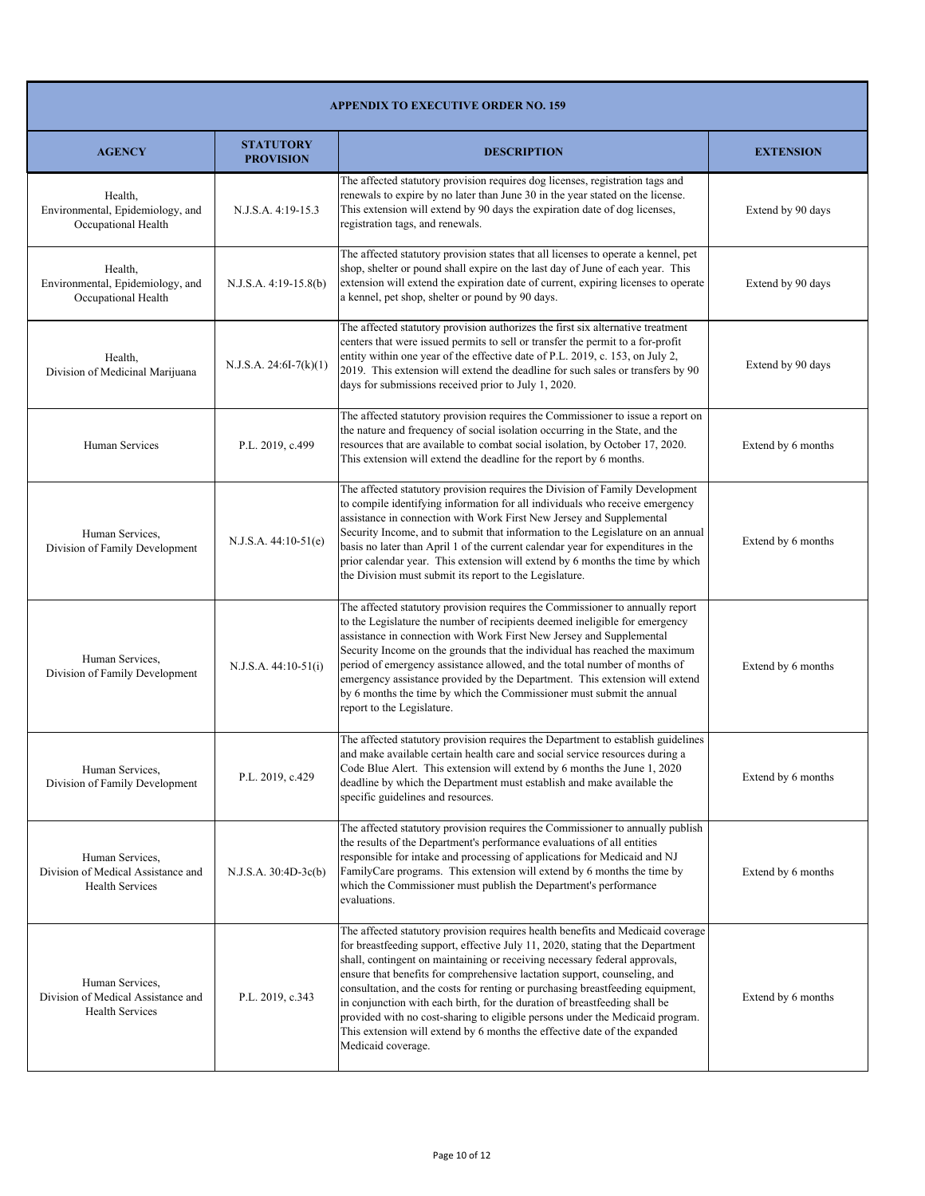| APPENDIX TO EXECUTIVE ORDER NO. 159 | | | |
|---|---|---|---|
| **AGENCY** | **STATUTORY PROVISION** | **DESCRIPTION** | **EXTENSION** |
| Health, Environmental, Epidemiology, and Occupational Health | N.J.S.A. 4:19-15.3 | The affected statutory provision requires dog licenses, registration tags and renewals to expire by no later than June 30 in the year stated on the license. This extension will extend by 90 days the expiration date of dog licenses, registration tags, and renewals. | Extend by 90 days |
| Health, Environmental, Epidemiology, and Occupational Health | N.J.S.A. 4:19-15.8(b) | The affected statutory provision states that all licenses to operate a kennel, pet shop, shelter or pound shall expire on the last day of June of each year. This extension will extend the expiration date of current, expiring licenses to operate a kennel, pet shop, shelter or pound by 90 days. | Extend by 90 days |
| Health, Division of Medicinal Marijuana | N.J.S.A. 24:6I-7(k)(1) | The affected statutory provision authorizes the first six alternative treatment centers that were issued permits to sell or transfer the permit to a for-profit entity within one year of the effective date of P.L. 2019, c. 153, on July 2, 2019. This extension will extend the deadline for such sales or transfers by 90 days for submissions received prior to July 1, 2020. | Extend by 90 days |
| Human Services | P.L. 2019, c.499 | The affected statutory provision requires the Commissioner to issue a report on the nature and frequency of social isolation occurring in the State, and the resources that are available to combat social isolation, by October 17, 2020. This extension will extend the deadline for the report by 6 months. | Extend by 6 months |
| Human Services, Division of Family Development | N.J.S.A. 44:10-51(e) | The affected statutory provision requires the Division of Family Development to compile identifying information for all individuals who receive emergency assistance in connection with Work First New Jersey and Supplemental Security Income, and to submit that information to the Legislature on an annual basis no later than April 1 of the current calendar year for expenditures in the prior calendar year. This extension will extend by 6 months the time by which the Division must submit its report to the Legislature. | Extend by 6 months |
| Human Services, Division of Family Development | N.J.S.A. 44:10-51(i) | The affected statutory provision requires the Commissioner to annually report to the Legislature the number of recipients deemed ineligible for emergency assistance in connection with Work First New Jersey and Supplemental Security Income on the grounds that the individual has reached the maximum period of emergency assistance allowed, and the total number of months of emergency assistance provided by the Department. This extension will extend by 6 months the time by which the Commissioner must submit the annual report to the Legislature. | Extend by 6 months |
| Human Services, Division of Family Development | P.L. 2019, c.429 | The affected statutory provision requires the Department to establish guidelines and make available certain health care and social service resources during a Code Blue Alert. This extension will extend by 6 months the June 1, 2020 deadline by which the Department must establish and make available the specific guidelines and resources. | Extend by 6 months |
| Human Services, Division of Medical Assistance and Health Services | N.J.S.A. 30:4D-3c(b) | The affected statutory provision requires the Commissioner to annually publish the results of the Department's performance evaluations of all entities responsible for intake and processing of applications for Medicaid and NJ FamilyCare programs. This extension will extend by 6 months the time by which the Commissioner must publish the Department's performance evaluations. | Extend by 6 months |
| Human Services, Division of Medical Assistance and Health Services | P.L. 2019, c.343 | The affected statutory provision requires health benefits and Medicaid coverage for breastfeeding support, effective July 11, 2020, stating that the Department shall, contingent on maintaining or receiving necessary federal approvals, ensure that benefits for comprehensive lactation support, counseling, and consultation, and the costs for renting or purchasing breastfeeding equipment, in conjunction with each birth, for the duration of breastfeeding shall be provided with no cost-sharing to eligible persons under the Medicaid program. This extension will extend by 6 months the effective date of the expanded Medicaid coverage. | Extend by 6 months |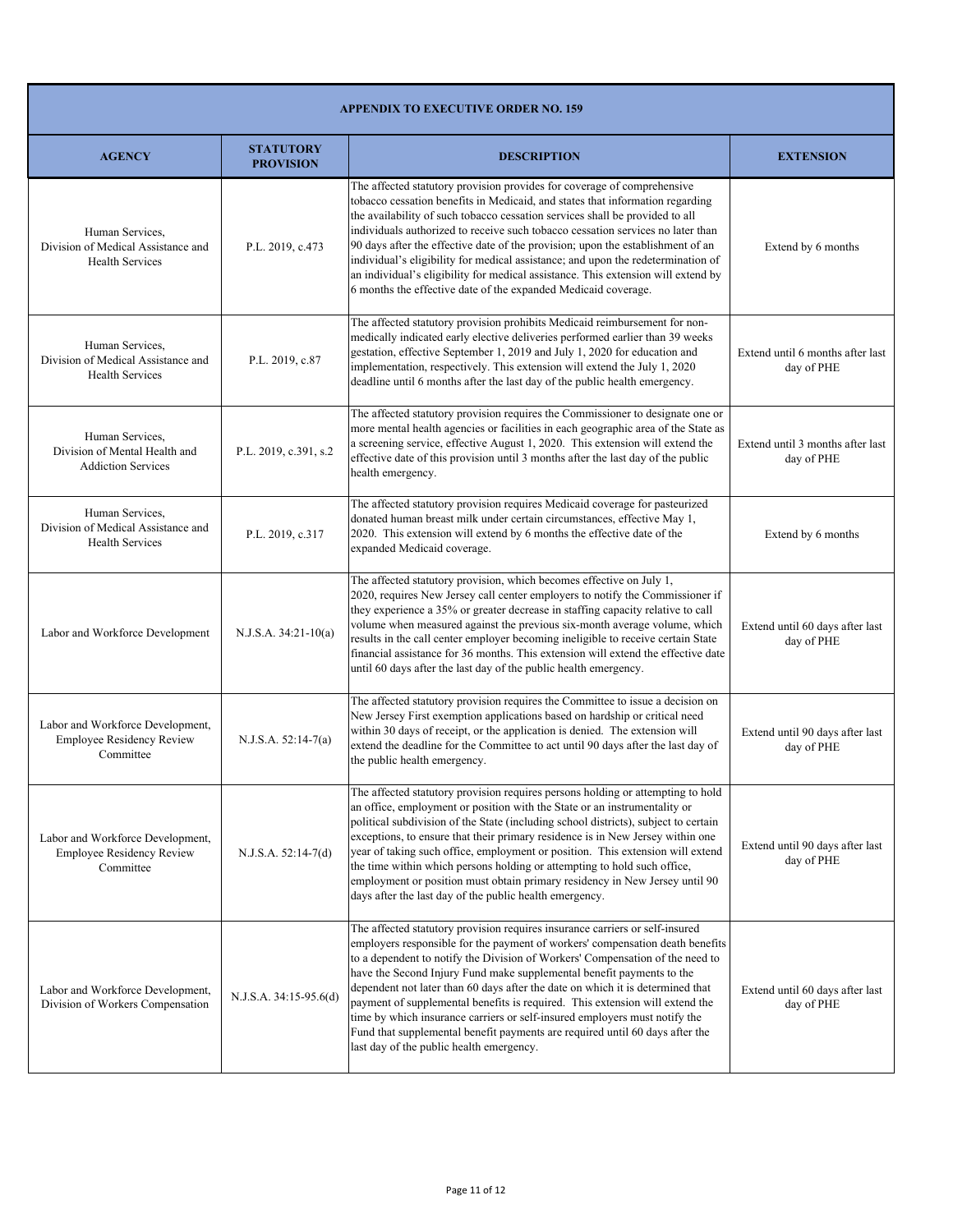| APPENDIX TO EXECUTIVE ORDER NO. 159 | | | |
|---|---|---|---|
| **AGENCY** | **STATUTORY PROVISION** | **DESCRIPTION** | **EXTENSION** |
| Human Services, Division of Medical Assistance and Health Services | P.L. 2019, c.473 | The affected statutory provision provides for coverage of comprehensive tobacco cessation benefits in Medicaid, and states that information regarding the availability of such tobacco cessation services shall be provided to all individuals authorized to receive such tobacco cessation services no later than 90 days after the effective date of the provision; upon the establishment of an individual's eligibility for medical assistance; and upon the redetermination of an individual's eligibility for medical assistance. This extension will extend by 6 months the effective date of the expanded Medicaid coverage. | Extend by 6 months |
| Human Services, Division of Medical Assistance and Health Services | P.L. 2019, c.87 | The affected statutory provision prohibits Medicaid reimbursement for non-medically indicated early elective deliveries performed earlier than 39 weeks gestation, effective September 1, 2019 and July 1, 2020 for education and implementation, respectively. This extension will extend the July 1, 2020 deadline until 6 months after the last day of the public health emergency. | Extend until 6 months after last day of PHE |
| Human Services, Division of Mental Health and Addiction Services | P.L. 2019, c.391, s.2 | The affected statutory provision requires the Commissioner to designate one or more mental health agencies or facilities in each geographic area of the State as a screening service, effective August 1, 2020. This extension will extend the effective date of this provision until 3 months after the last day of the public health emergency. | Extend until 3 months after last day of PHE |
| Human Services, Division of Medical Assistance and Health Services | P.L. 2019, c.317 | The affected statutory provision requires Medicaid coverage for pasteurized donated human breast milk under certain circumstances, effective May 1, 2020. This extension will extend by 6 months the effective date of the expanded Medicaid coverage. | Extend by 6 months |
| Labor and Workforce Development | N.J.S.A. 34:21-10(a) | The affected statutory provision, which becomes effective on July 1, 2020, requires New Jersey call center employers to notify the Commissioner if they experience a 35% or greater decrease in staffing capacity relative to call volume when measured against the previous six-month average volume, which results in the call center employer becoming ineligible to receive certain State financial assistance for 36 months. This extension will extend the effective date until 60 days after the last day of the public health emergency. | Extend until 60 days after last day of PHE |
| Labor and Workforce Development, Employee Residency Review Committee | N.J.S.A. 52:14-7(a) | The affected statutory provision requires the Committee to issue a decision on New Jersey First exemption applications based on hardship or critical need within 30 days of receipt, or the application is denied. The extension will extend the deadline for the Committee to act until 90 days after the last day of the public health emergency. | Extend until 90 days after last day of PHE |
| Labor and Workforce Development, Employee Residency Review Committee | N.J.S.A. 52:14-7(d) | The affected statutory provision requires persons holding or attempting to hold an office, employment or position with the State or an instrumentality or political subdivision of the State (including school districts), subject to certain exceptions, to ensure that their primary residence is in New Jersey within one year of taking such office, employment or position. This extension will extend the time within which persons holding or attempting to hold such office, employment or position must obtain primary residency in New Jersey until 90 days after the last day of the public health emergency. | Extend until 90 days after last day of PHE |
| Labor and Workforce Development, Division of Workers Compensation | N.J.S.A. 34:15-95.6(d) | The affected statutory provision requires insurance carriers or self-insured employers responsible for the payment of workers' compensation death benefits to a dependent to notify the Division of Workers' Compensation of the need to have the Second Injury Fund make supplemental benefit payments to the dependent not later than 60 days after the date on which it is determined that payment of supplemental benefits is required. This extension will extend the time by which insurance carriers or self-insured employers must notify the Fund that supplemental benefit payments are required until 60 days after the last day of the public health emergency. | Extend until 60 days after last day of PHE |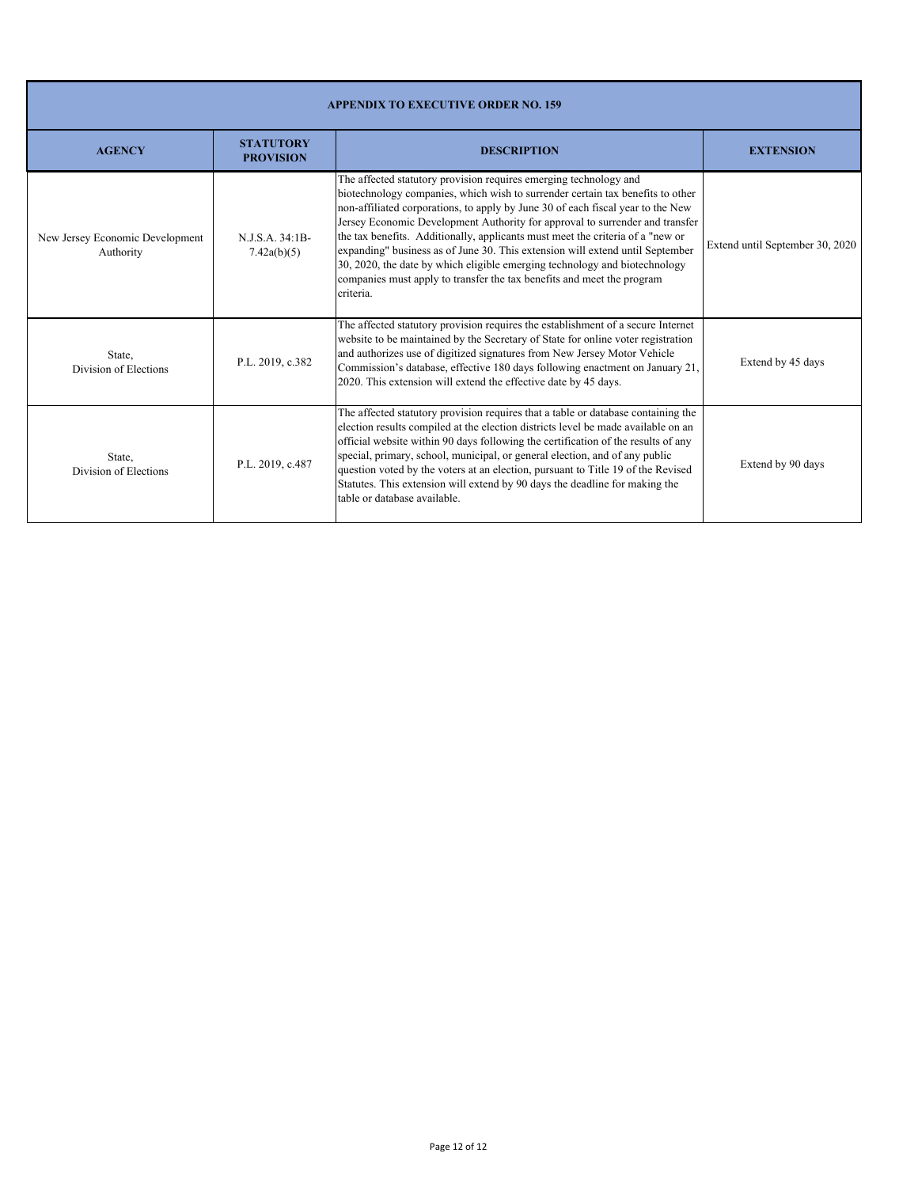| APPENDIX TO EXECUTIVE ORDER NO. 159 | | | |
|---|---|---|---|
| **AGENCY** | **STATUTORY PROVISION** | **DESCRIPTION** | **EXTENSION** |
| New Jersey Economic Development Authority | N.J.S.A. 34:1B-7.42a(b)(5) | The affected statutory provision requires emerging technology and biotechnology companies, which wish to surrender certain tax benefits to other non-affiliated corporations, to apply by June 30 of each fiscal year to the New Jersey Economic Development Authority for approval to surrender and transfer the tax benefits. Additionally, applicants must meet the criteria of a "new or expanding" business as of June 30. This extension will extend until September 30, 2020, the date by which eligible emerging technology and biotechnology companies must apply to transfer the tax benefits and meet the program criteria. | Extend until September 30, 2020 |
| State, Division of Elections | P.L. 2019, c.382 | The affected statutory provision requires the establishment of a secure Internet website to be maintained by the Secretary of State for online voter registration and authorizes use of digitized signatures from New Jersey Motor Vehicle Commission's database, effective 180 days following enactment on January 21, 2020. This extension will extend the effective date by 45 days. | Extend by 45 days |
| State, Division of Elections | P.L. 2019, c.487 | The affected statutory provision requires that a table or database containing the election results compiled at the election districts level be made available on an official website within 90 days following the certification of the results of any special, primary, school, municipal, or general election, and of any public question voted by the voters at an election, pursuant to Title 19 of the Revised Statutes. This extension will extend by 90 days the deadline for making the table or database available. | Extend by 90 days |